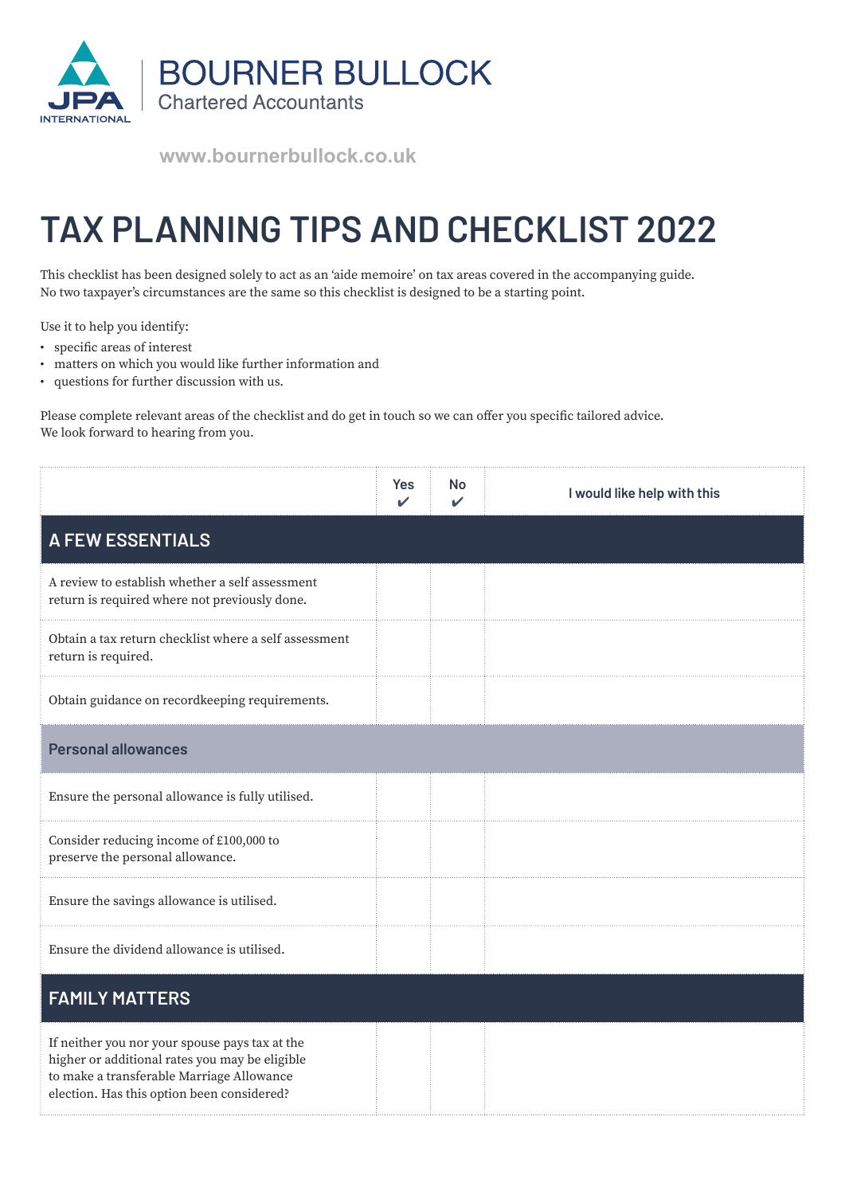BOURNER BULLOCK
Chartered Accountants

JPA INTERNATIONAL

www.bournerbullock.co.uk

# TAX PLANNING TIPS AND CHECKLIST 2022

This checklist has been designed solely to act as an 'aide memoire' on tax areas covered in the accompanying guide. No two taxpayer's circumstances are the same so this checklist is designed to be a starting point.

Use it to help you identify:

- specific areas of interest
- matters on which you would like further information and
- questions for further discussion with us.

Please complete relevant areas of the checklist and do get in touch so we can offer you specific tailored advice. We look forward to hearing from you.

| | Yes ✔ | No ✔ | I would like help with this |
|---|---|---|---|
| **A FEW ESSENTIALS** | | | |
| A review to establish whether a self assessment return is required where not previously done. | | | |
| Obtain a tax return checklist where a self assessment return is required. | | | |
| Obtain guidance on recordkeeping requirements. | | | |
| **Personal allowances** | | | |
| Ensure the personal allowance is fully utilised. | | | |
| Consider reducing income of £100,000 to preserve the personal allowance. | | | |
| Ensure the savings allowance is utilised. | | | |
| Ensure the dividend allowance is utilised. | | | |
| **FAMILY MATTERS** | | | |
| If neither you nor your spouse pays tax at the higher or additional rates you may be eligible to make a transferable Marriage Allowance election. Has this option been considered? | | | |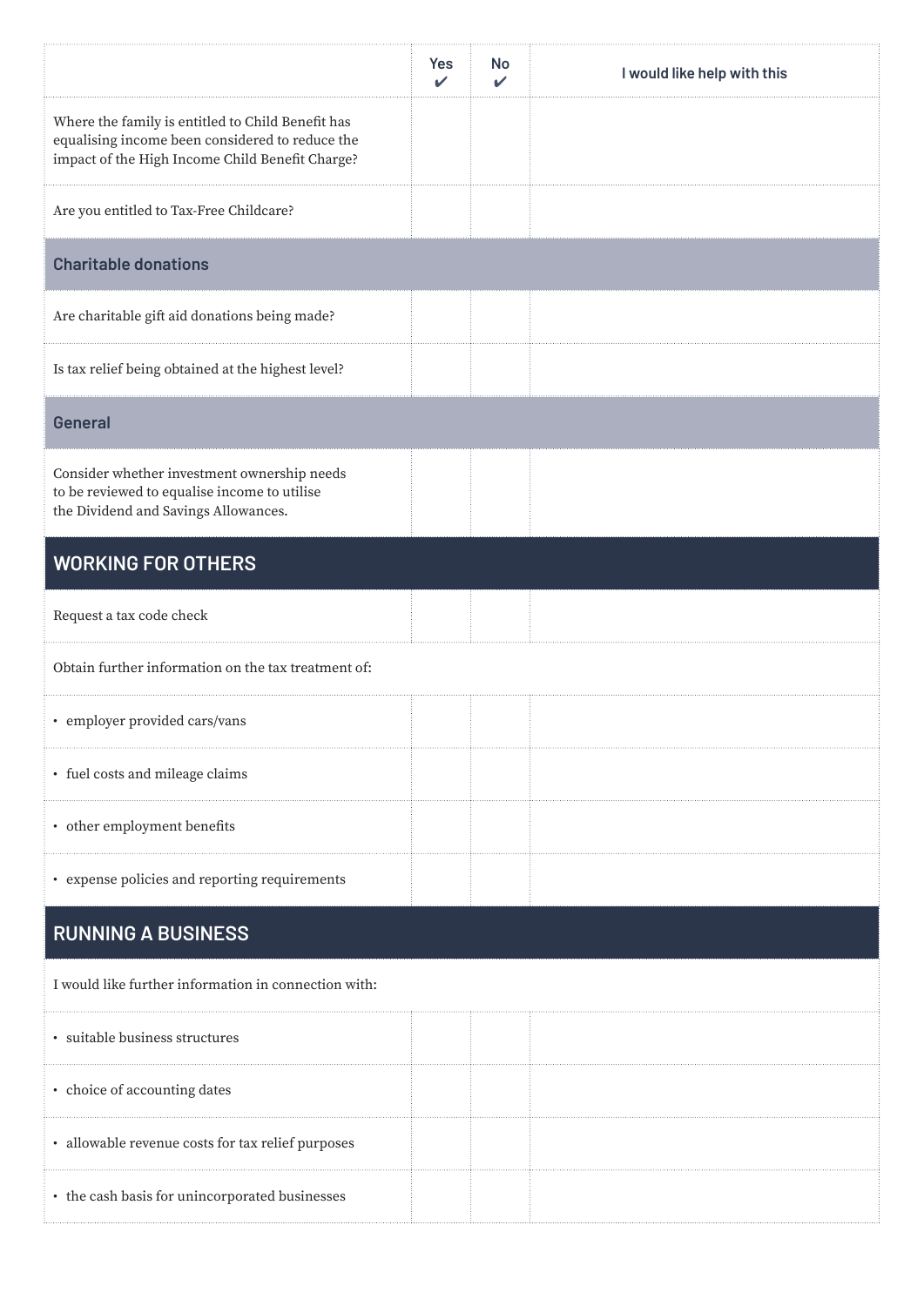| | Yes ✔ | No ✔ | I would like help with this |
|---|---|---|---|
| Where the family is entitled to Child Benefit has equalising income been considered to reduce the impact of the High Income Child Benefit Charge? | | | |
| Are you entitled to Tax-Free Childcare? | | | |
| **Charitable donations** | | | |
| Are charitable gift aid donations being made? | | | |
| Is tax relief being obtained at the highest level? | | | |
| **General** | | | |
| Consider whether investment ownership needs to be reviewed to equalise income to utilise the Dividend and Savings Allowances. | | | |
| **WORKING FOR OTHERS** | | | |
| Request a tax code check | | | |
| Obtain further information on the tax treatment of: | | | |
| • employer provided cars/vans | | | |
| • fuel costs and mileage claims | | | |
| • other employment benefits | | | |
| • expense policies and reporting requirements | | | |
| **RUNNING A BUSINESS** | | | |
| I would like further information in connection with: | | | |
| • suitable business structures | | | |
| • choice of accounting dates | | | |
| • allowable revenue costs for tax relief purposes | | | |
| • the cash basis for unincorporated businesses | | | |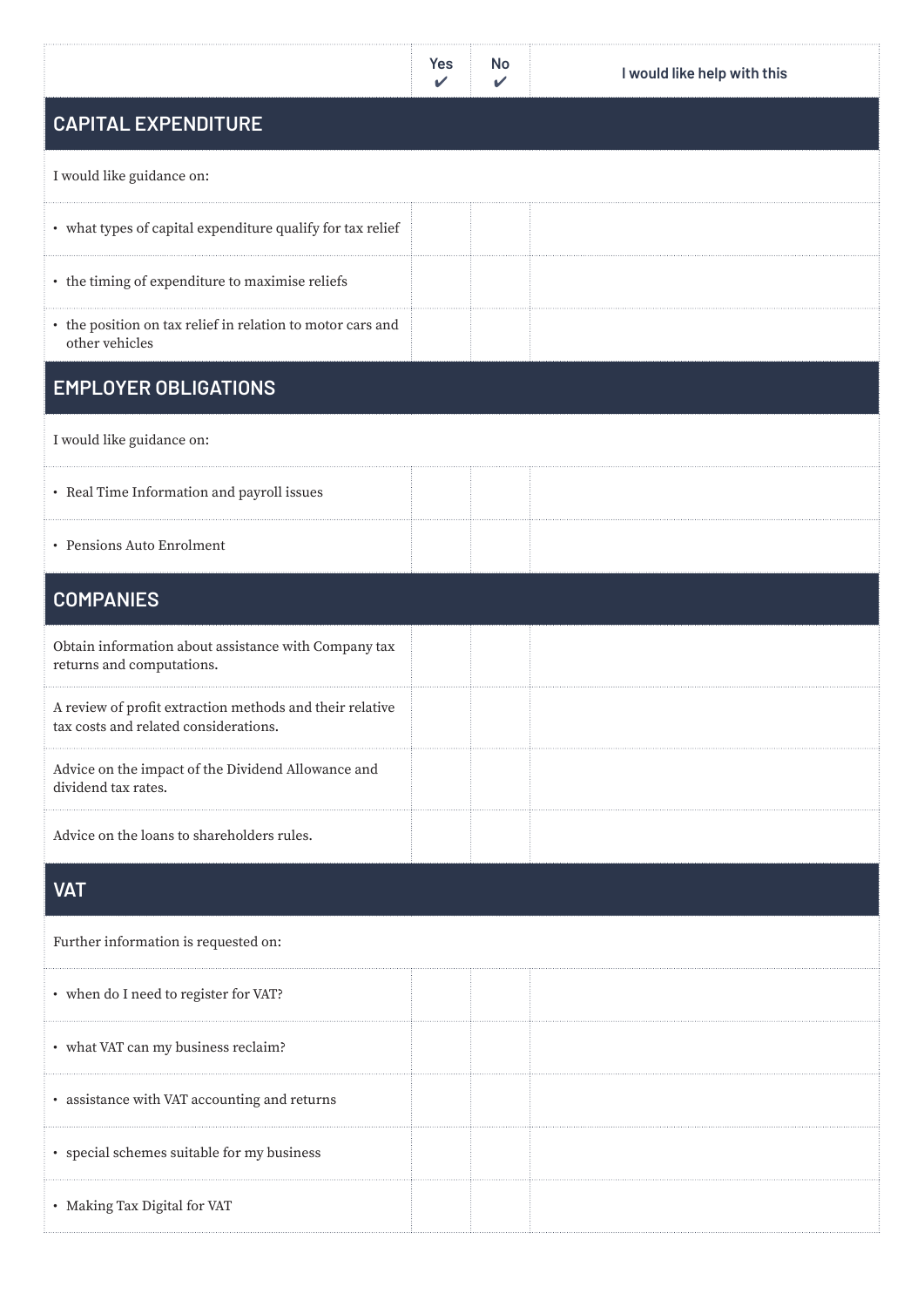| | Yes ✔ | No ✔ | I would like help with this |
|---|---|---|---|
| **CAPITAL EXPENDITURE** | | | |
| I would like guidance on: | | | |
| • what types of capital expenditure qualify for tax relief | | | |
| • the timing of expenditure to maximise reliefs | | | |
| • the position on tax relief in relation to motor cars and other vehicles | | | |
| **EMPLOYER OBLIGATIONS** | | | |
| I would like guidance on: | | | |
| • Real Time Information and payroll issues | | | |
| • Pensions Auto Enrolment | | | |
| **COMPANIES** | | | |
| Obtain information about assistance with Company tax returns and computations. | | | |
| A review of profit extraction methods and their relative tax costs and related considerations. | | | |
| Advice on the impact of the Dividend Allowance and dividend tax rates. | | | |
| Advice on the loans to shareholders rules. | | | |
| **VAT** | | | |
| Further information is requested on: | | | |
| • when do I need to register for VAT? | | | |
| • what VAT can my business reclaim? | | | |
| • assistance with VAT accounting and returns | | | |
| • special schemes suitable for my business | | | |
| • Making Tax Digital for VAT | | | |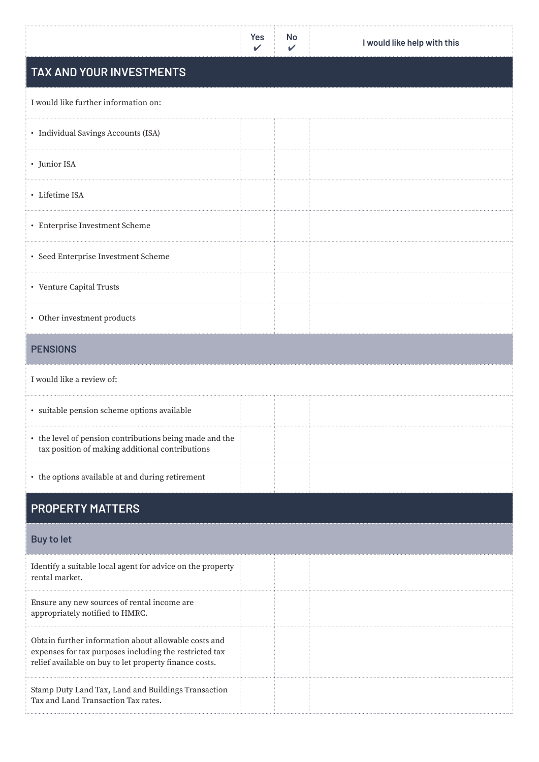| | Yes ✔ | No ✔ | I would like help with this |
|---|---|---|---|
| **TAX AND YOUR INVESTMENTS** | | | |
| I would like further information on: | | | |
| • Individual Savings Accounts (ISA) | | | |
| • Junior ISA | | | |
| • Lifetime ISA | | | |
| • Enterprise Investment Scheme | | | |
| • Seed Enterprise Investment Scheme | | | |
| • Venture Capital Trusts | | | |
| • Other investment products | | | |
| **PENSIONS** | | | |
| I would like a review of: | | | |
| • suitable pension scheme options available | | | |
| • the level of pension contributions being made and the tax position of making additional contributions | | | |
| • the options available at and during retirement | | | |
| **PROPERTY MATTERS** | | | |
| **Buy to let** | | | |
| Identify a suitable local agent for advice on the property rental market. | | | |
| Ensure any new sources of rental income are appropriately notified to HMRC. | | | |
| Obtain further information about allowable costs and expenses for tax purposes including the restricted tax relief available on buy to let property finance costs. | | | |
| Stamp Duty Land Tax, Land and Buildings Transaction Tax and Land Transaction Tax rates. | | | |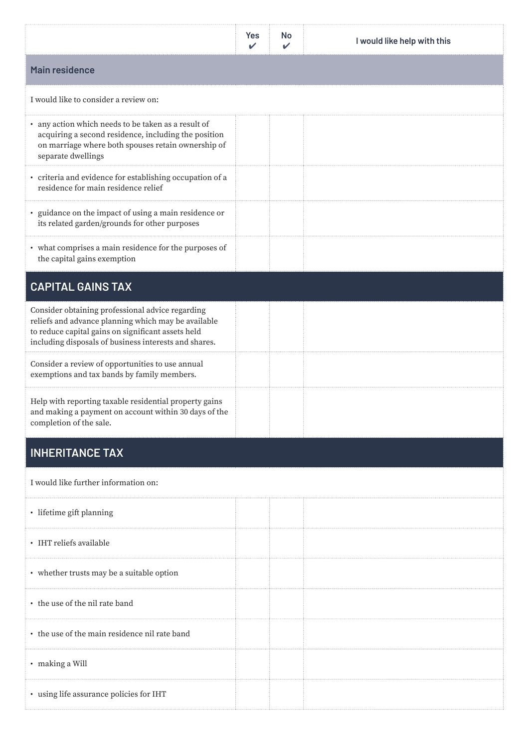| | Yes ✔ | No ✔ | I would like help with this |
|---|---|---|---|
| **Main residence** | | | |
| I would like to consider a review on: | | | |
| • any action which needs to be taken as a result of acquiring a second residence, including the position on marriage where both spouses retain ownership of separate dwellings | | | |
| • criteria and evidence for establishing occupation of a residence for main residence relief | | | |
| • guidance on the impact of using a main residence or its related garden/grounds for other purposes | | | |
| • what comprises a main residence for the purposes of the capital gains exemption | | | |
| **CAPITAL GAINS TAX** | | | |
| Consider obtaining professional advice regarding reliefs and advance planning which may be available to reduce capital gains on significant assets held including disposals of business interests and shares. | | | |
| Consider a review of opportunities to use annual exemptions and tax bands by family members. | | | |
| Help with reporting taxable residential property gains and making a payment on account within 30 days of the completion of the sale. | | | |
| **INHERITANCE TAX** | | | |
| I would like further information on: | | | |
| • lifetime gift planning | | | |
| • IHT reliefs available | | | |
| • whether trusts may be a suitable option | | | |
| • the use of the nil rate band | | | |
| • the use of the main residence nil rate band | | | |
| • making a Will | | | |
| • using life assurance policies for IHT | | | |